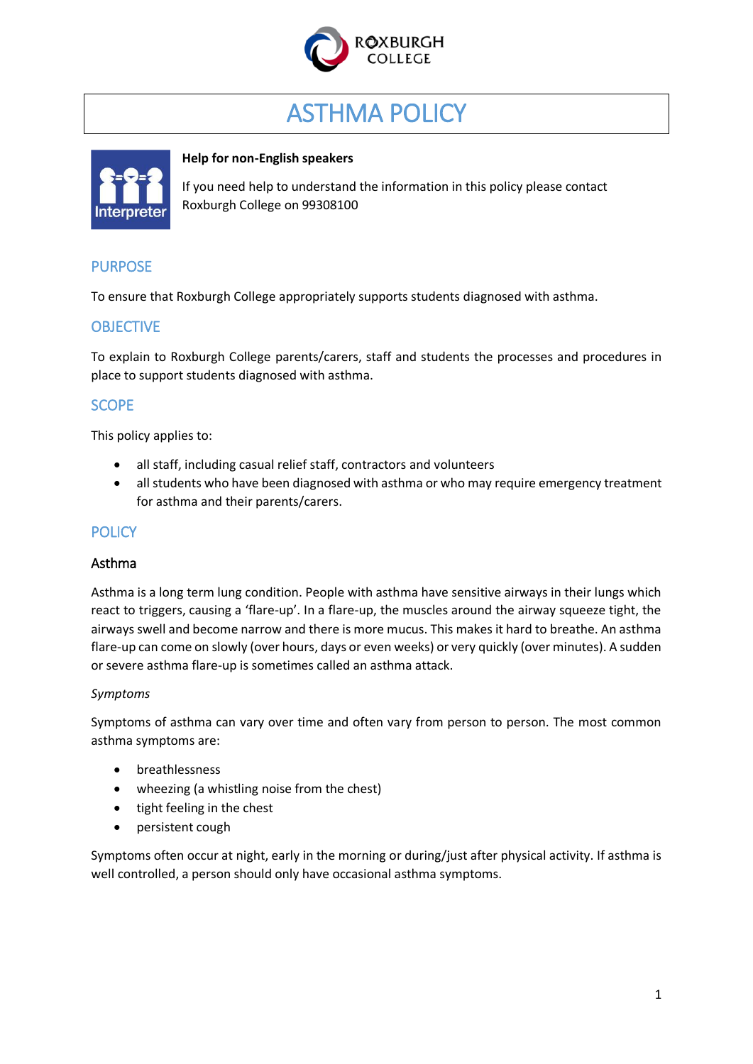# ASTHMA POLICY

**Help for non-English speakers**

If you need help to understand the information in this policy please contact Roxburgh College on 99308100

## PURPOSE

To ensure that Roxburgh College appropriately supports students diagnosed with asthma.

## OBJECTIVE

To explain to Roxburgh College parents/carers, staff and students the processes and procedures in place to support students diagnosed with asthma.

## SCOPE

This policy applies to:

- all staff, including casual relief staff, contractors and volunteers
- all students who have been diagnosed with asthma or who may require emergency treatment for asthma and their parents/carers.

## POLICY

### Asthma

Asthma is a long term lung condition. People with asthma have sensitive airways in their lungs which react to triggers, causing a 'flare-up'. In a flare-up, the muscles around the airway squeeze tight, the airways swell and become narrow and there is more mucus. This makes it hard to breathe. An asthma flare-up can come on slowly (over hours, days or even weeks) or very quickly (over minutes). A sudden or severe asthma flare-up is sometimes called an asthma attack.

*Symptoms*

Symptoms of asthma can vary over time and often vary from person to person. The most common asthma symptoms are:

- breathlessness
- wheezing (a whistling noise from the chest)
- tight feeling in the chest
- persistent cough

Symptoms often occur at night, early in the morning or during/just after physical activity. If asthma is well controlled, a person should only have occasional asthma symptoms.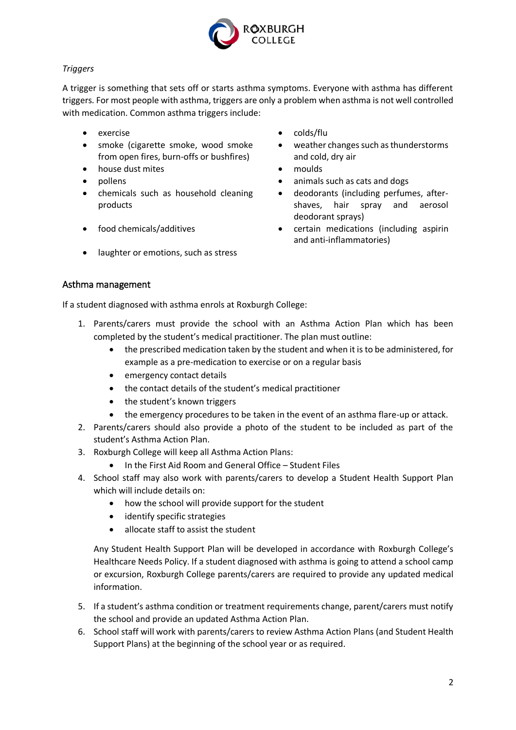*Triggers*

A trigger is something that sets off or starts asthma symptoms. Everyone with asthma has different triggers. For most people with asthma, triggers are only a problem when asthma is not well controlled with medication. Common asthma triggers include:

- exercise
- smoke (cigarette smoke, wood smoke from open fires, burn-offs or bushfires)
- house dust mites
- pollens
- chemicals such as household cleaning products
- food chemicals/additives
- laughter or emotions, such as stress
- colds/flu
- weather changes such as thunderstorms and cold, dry air
- moulds
- animals such as cats and dogs
- deodorants (including perfumes, after-shaves, hair spray and aerosol deodorant sprays)
- certain medications (including aspirin and anti-inflammatories)

## Asthma management

If a student diagnosed with asthma enrols at Roxburgh College:

1. Parents/carers must provide the school with an Asthma Action Plan which has been completed by the student's medical practitioner. The plan must outline:
    - the prescribed medication taken by the student and when it is to be administered, for example as a pre-medication to exercise or on a regular basis
    - emergency contact details
    - the contact details of the student's medical practitioner
    - the student's known triggers
    - the emergency procedures to be taken in the event of an asthma flare-up or attack.
2. Parents/carers should also provide a photo of the student to be included as part of the student's Asthma Action Plan.
3. Roxburgh College will keep all Asthma Action Plans:
    - In the First Aid Room and General Office – Student Files
4. School staff may also work with parents/carers to develop a Student Health Support Plan which will include details on:
    - how the school will provide support for the student
    - identify specific strategies
    - allocate staff to assist the student

    Any Student Health Support Plan will be developed in accordance with Roxburgh College's Healthcare Needs Policy. If a student diagnosed with asthma is going to attend a school camp or excursion, Roxburgh College parents/carers are required to provide any updated medical information.

5. If a student's asthma condition or treatment requirements change, parent/carers must notify the school and provide an updated Asthma Action Plan.
6. School staff will work with parents/carers to review Asthma Action Plans (and Student Health Support Plans) at the beginning of the school year or as required.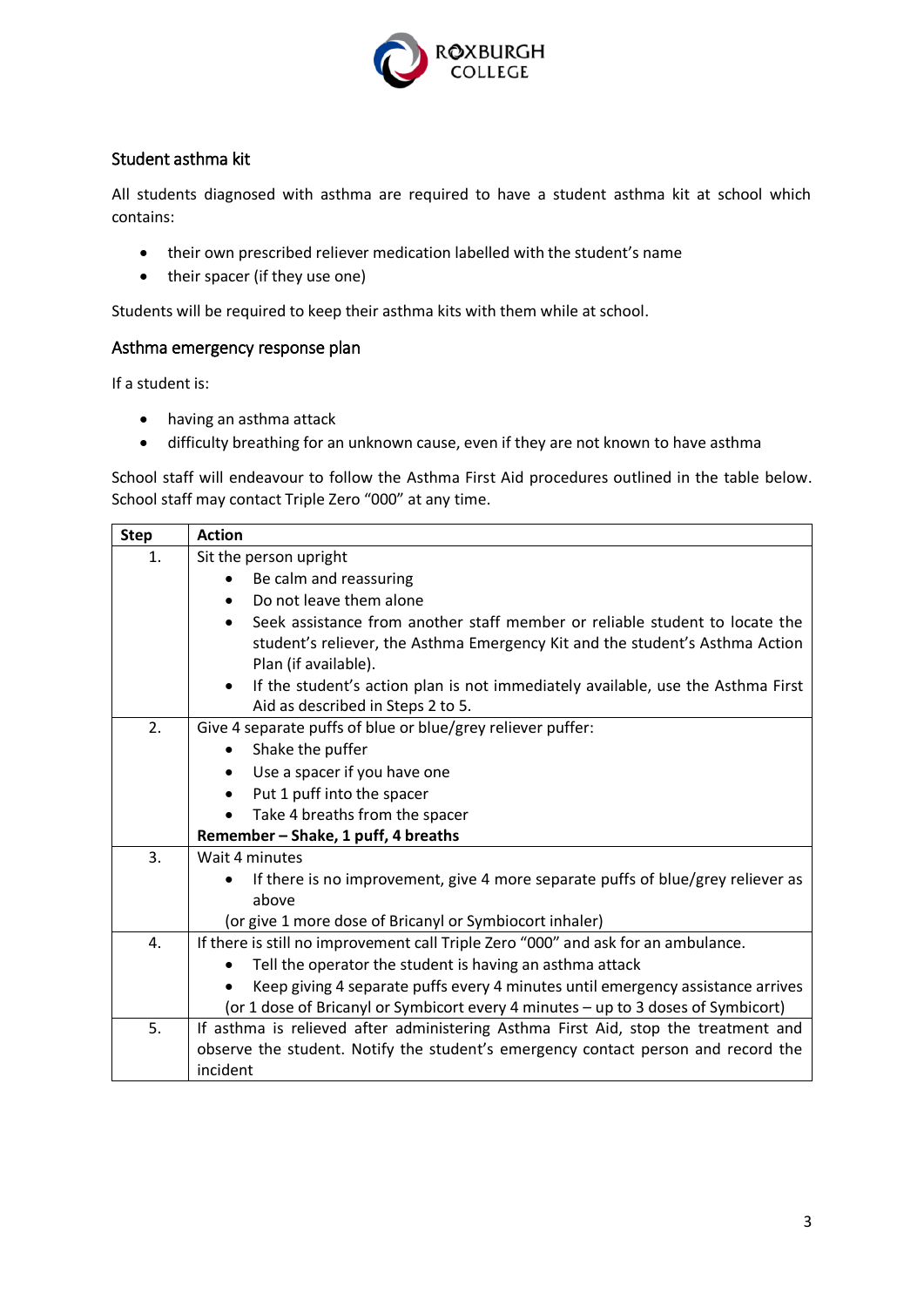## Student asthma kit

All students diagnosed with asthma are required to have a student asthma kit at school which contains:

- their own prescribed reliever medication labelled with the student's name
- their spacer (if they use one)

Students will be required to keep their asthma kits with them while at school.

## Asthma emergency response plan

If a student is:

- having an asthma attack
- difficulty breathing for an unknown cause, even if they are not known to have asthma

School staff will endeavour to follow the Asthma First Aid procedures outlined in the table below. School staff may contact Triple Zero "000" at any time.

| Step | Action |
| --- | --- |
| 1. | Sit the person upright<br>• Be calm and reassuring<br>• Do not leave them alone<br>• Seek assistance from another staff member or reliable student to locate the student's reliever, the Asthma Emergency Kit and the student's Asthma Action Plan (if available).<br>• If the student's action plan is not immediately available, use the Asthma First Aid as described in Steps 2 to 5. |
| 2. | Give 4 separate puffs of blue or blue/grey reliever puffer:<br>• Shake the puffer<br>• Use a spacer if you have one<br>• Put 1 puff into the spacer<br>• Take 4 breaths from the spacer<br>**Remember – Shake, 1 puff, 4 breaths** |
| 3. | Wait 4 minutes<br>• If there is no improvement, give 4 more separate puffs of blue/grey reliever as above<br>(or give 1 more dose of Bricanyl or Symbiocort inhaler) |
| 4. | If there is still no improvement call Triple Zero "000" and ask for an ambulance.<br>• Tell the operator the student is having an asthma attack<br>• Keep giving 4 separate puffs every 4 minutes until emergency assistance arrives<br>(or 1 dose of Bricanyl or Symbicort every 4 minutes – up to 3 doses of Symbicort) |
| 5. | If asthma is relieved after administering Asthma First Aid, stop the treatment and observe the student. Notify the student's emergency contact person and record the incident |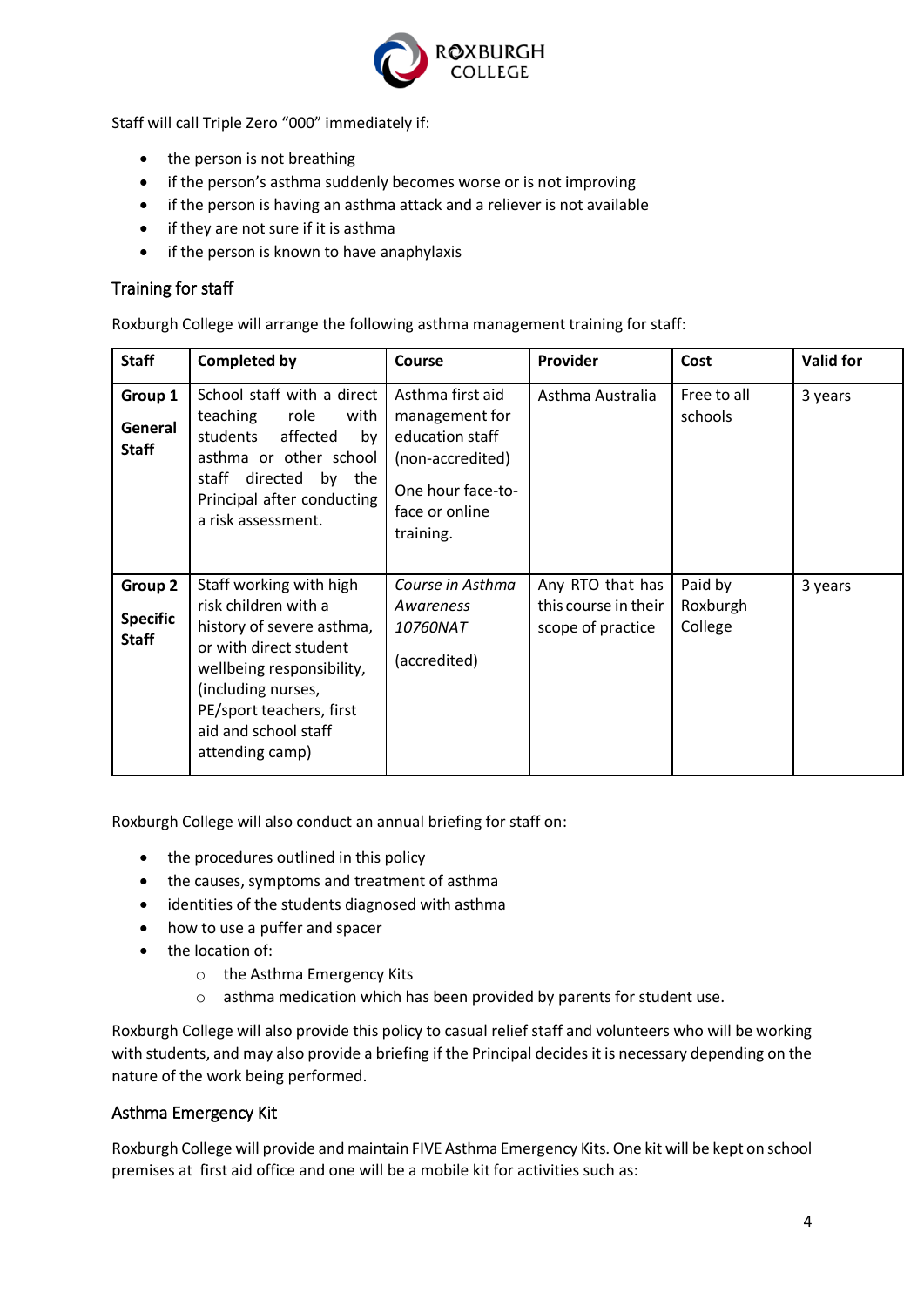Staff will call Triple Zero "000" immediately if:

- the person is not breathing
- if the person's asthma suddenly becomes worse or is not improving
- if the person is having an asthma attack and a reliever is not available
- if they are not sure if it is asthma
- if the person is known to have anaphylaxis

## Training for staff

Roxburgh College will arrange the following asthma management training for staff:

| Staff | Completed by | Course | Provider | Cost | Valid for |
|---|---|---|---|---|---|
| **Group 1** **General Staff** | School staff with a direct teaching role with students affected by asthma or other school staff directed by the Principal after conducting a risk assessment. | Asthma first aid management for education staff (non-accredited) One hour face-to-face or online training. | Asthma Australia | Free to all schools | 3 years |
| **Group 2** **Specific Staff** | Staff working with high risk children with a history of severe asthma, or with direct student wellbeing responsibility, (including nurses, PE/sport teachers, first aid and school staff attending camp) | *Course in Asthma Awareness 10760NAT* (accredited) | Any RTO that has this course in their scope of practice | Paid by Roxburgh College | 3 years |

Roxburgh College will also conduct an annual briefing for staff on:

- the procedures outlined in this policy
- the causes, symptoms and treatment of asthma
- identities of the students diagnosed with asthma
- how to use a puffer and spacer
- the location of:
  - the Asthma Emergency Kits
  - asthma medication which has been provided by parents for student use.

Roxburgh College will also provide this policy to casual relief staff and volunteers who will be working with students, and may also provide a briefing if the Principal decides it is necessary depending on the nature of the work being performed.

## Asthma Emergency Kit

Roxburgh College will provide and maintain FIVE Asthma Emergency Kits. One kit will be kept on school premises at first aid office and one will be a mobile kit for activities such as: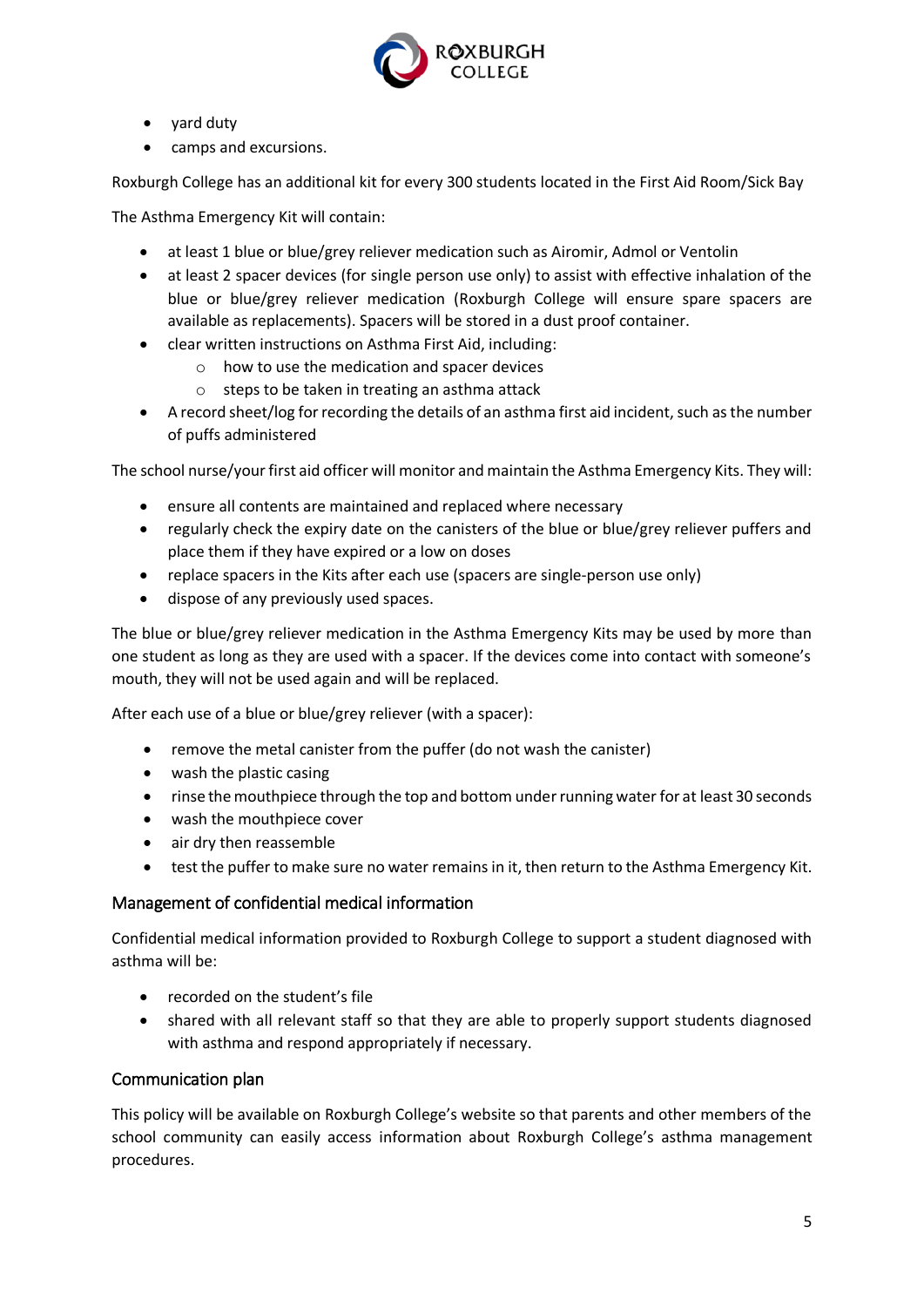- yard duty
- camps and excursions.

Roxburgh College has an additional kit for every 300 students located in the First Aid Room/Sick Bay

The Asthma Emergency Kit will contain:

- at least 1 blue or blue/grey reliever medication such as Airomir, Admol or Ventolin
- at least 2 spacer devices (for single person use only) to assist with effective inhalation of the blue or blue/grey reliever medication (Roxburgh College will ensure spare spacers are available as replacements). Spacers will be stored in a dust proof container.
- clear written instructions on Asthma First Aid, including:
  - how to use the medication and spacer devices
  - steps to be taken in treating an asthma attack
- A record sheet/log for recording the details of an asthma first aid incident, such as the number of puffs administered

The school nurse/your first aid officer will monitor and maintain the Asthma Emergency Kits. They will:

- ensure all contents are maintained and replaced where necessary
- regularly check the expiry date on the canisters of the blue or blue/grey reliever puffers and place them if they have expired or a low on doses
- replace spacers in the Kits after each use (spacers are single-person use only)
- dispose of any previously used spaces.

The blue or blue/grey reliever medication in the Asthma Emergency Kits may be used by more than one student as long as they are used with a spacer. If the devices come into contact with someone's mouth, they will not be used again and will be replaced.

After each use of a blue or blue/grey reliever (with a spacer):

- remove the metal canister from the puffer (do not wash the canister)
- wash the plastic casing
- rinse the mouthpiece through the top and bottom under running water for at least 30 seconds
- wash the mouthpiece cover
- air dry then reassemble
- test the puffer to make sure no water remains in it, then return to the Asthma Emergency Kit.

## Management of confidential medical information

Confidential medical information provided to Roxburgh College to support a student diagnosed with asthma will be:

- recorded on the student's file
- shared with all relevant staff so that they are able to properly support students diagnosed with asthma and respond appropriately if necessary.

## Communication plan

This policy will be available on Roxburgh College's website so that parents and other members of the school community can easily access information about Roxburgh College's asthma management procedures.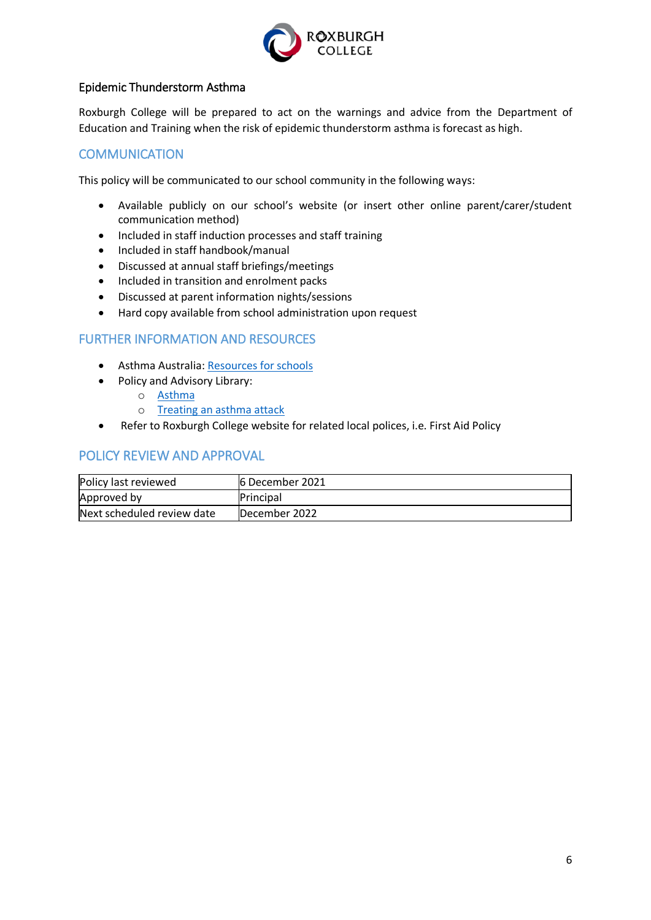### Epidemic Thunderstorm Asthma

Roxburgh College will be prepared to act on the warnings and advice from the Department of Education and Training when the risk of epidemic thunderstorm asthma is forecast as high.

## COMMUNICATION

This policy will be communicated to our school community in the following ways:

- Available publicly on our school's website (or insert other online parent/carer/student communication method)
- Included in staff induction processes and staff training
- Included in staff handbook/manual
- Discussed at annual staff briefings/meetings
- Included in transition and enrolment packs
- Discussed at parent information nights/sessions
- Hard copy available from school administration upon request

## FURTHER INFORMATION AND RESOURCES

- Asthma Australia: Resources for schools
- Policy and Advisory Library:
  - Asthma
  - Treating an asthma attack
- Refer to Roxburgh College website for related local polices, i.e. First Aid Policy

## POLICY REVIEW AND APPROVAL

| | |
|---|---|
| Policy last reviewed | 6 December 2021 |
| Approved by | Principal |
| Next scheduled review date | December 2022 |